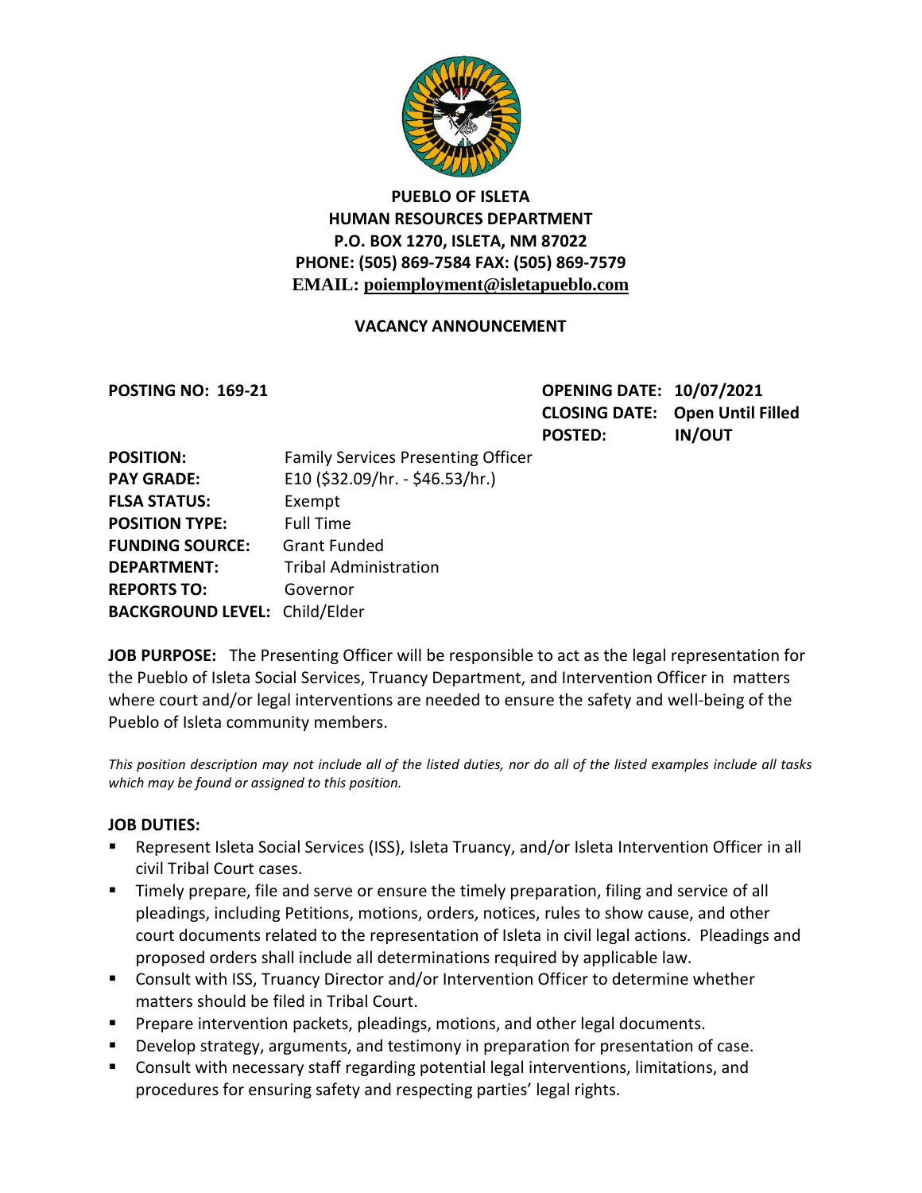# PUEBLO OF ISLETA
## HUMAN RESOURCES DEPARTMENT
**P.O. BOX 1270, ISLETA, NM 87022**
**PHONE: (505) 869-7584 FAX: (505) 869-7579**
**EMAIL: poiemployment@isletapueblo.com**

## VACANCY ANNOUNCEMENT

**POSTING NO: 169-21**

**OPENING DATE: 10/07/2021**
**CLOSING DATE: Open Until Filled**
**POSTED: IN/OUT**

**POSITION:** Family Services Presenting Officer
**PAY GRADE:** E10 ($32.09/hr. - $46.53/hr.)
**FLSA STATUS:** Exempt
**POSITION TYPE:** Full Time
**FUNDING SOURCE:** Grant Funded
**DEPARTMENT:** Tribal Administration
**REPORTS TO:** Governor
**BACKGROUND LEVEL:** Child/Elder

**JOB PURPOSE:** The Presenting Officer will be responsible to act as the legal representation for the Pueblo of Isleta Social Services, Truancy Department, and Intervention Officer in matters where court and/or legal interventions are needed to ensure the safety and well-being of the Pueblo of Isleta community members.

*This position description may not include all of the listed duties, nor do all of the listed examples include all tasks which may be found or assigned to this position.*

**JOB DUTIES:**

- Represent Isleta Social Services (ISS), Isleta Truancy, and/or Isleta Intervention Officer in all civil Tribal Court cases.
- Timely prepare, file and serve or ensure the timely preparation, filing and service of all pleadings, including Petitions, motions, orders, notices, rules to show cause, and other court documents related to the representation of Isleta in civil legal actions. Pleadings and proposed orders shall include all determinations required by applicable law.
- Consult with ISS, Truancy Director and/or Intervention Officer to determine whether matters should be filed in Tribal Court.
- Prepare intervention packets, pleadings, motions, and other legal documents.
- Develop strategy, arguments, and testimony in preparation for presentation of case.
- Consult with necessary staff regarding potential legal interventions, limitations, and procedures for ensuring safety and respecting parties' legal rights.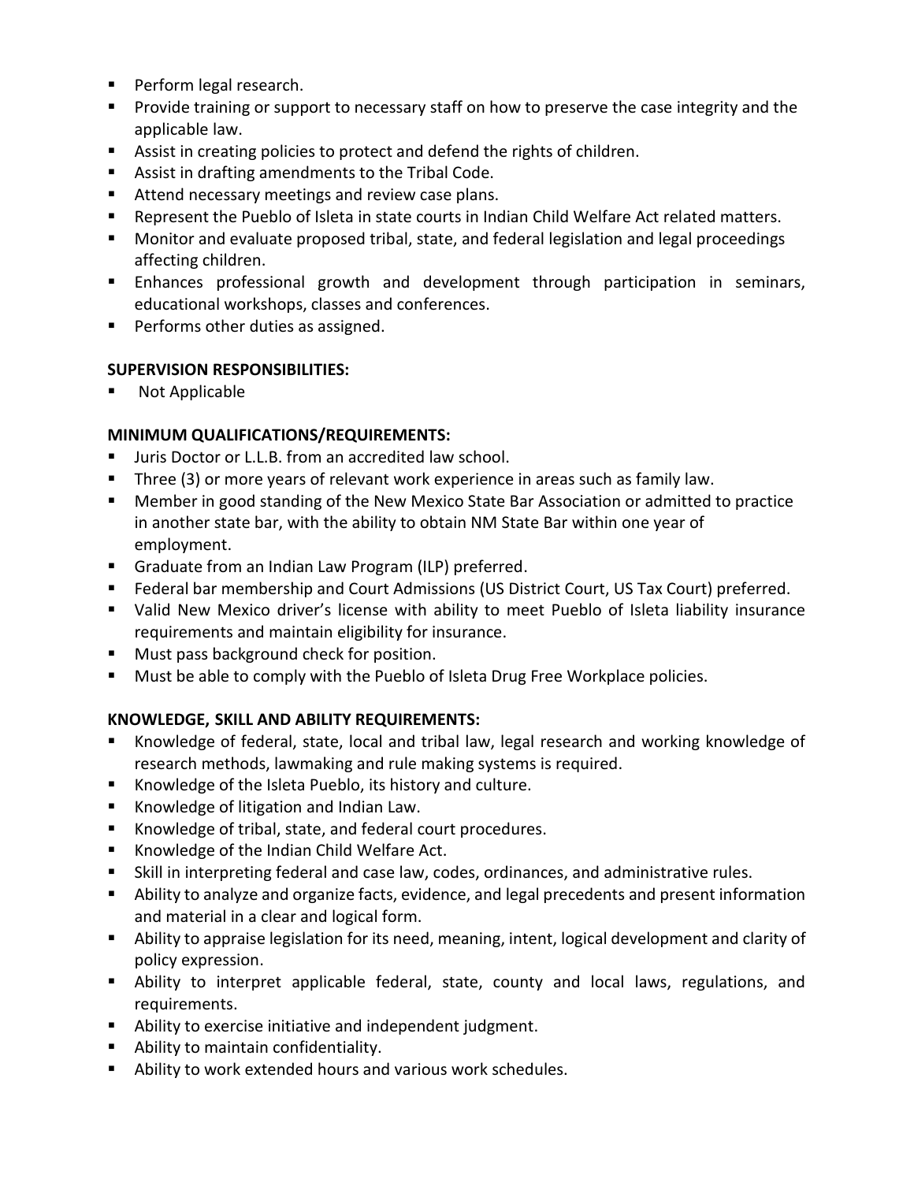- Perform legal research.
- Provide training or support to necessary staff on how to preserve the case integrity and the applicable law.
- Assist in creating policies to protect and defend the rights of children.
- Assist in drafting amendments to the Tribal Code.
- Attend necessary meetings and review case plans.
- Represent the Pueblo of Isleta in state courts in Indian Child Welfare Act related matters.
- Monitor and evaluate proposed tribal, state, and federal legislation and legal proceedings affecting children.
- Enhances professional growth and development through participation in seminars, educational workshops, classes and conferences.
- Performs other duties as assigned.

**SUPERVISION RESPONSIBILITIES:**

- Not Applicable

**MINIMUM QUALIFICATIONS/REQUIREMENTS:**

- Juris Doctor or L.L.B. from an accredited law school.
- Three (3) or more years of relevant work experience in areas such as family law.
- Member in good standing of the New Mexico State Bar Association or admitted to practice in another state bar, with the ability to obtain NM State Bar within one year of employment.
- Graduate from an Indian Law Program (ILP) preferred.
- Federal bar membership and Court Admissions (US District Court, US Tax Court) preferred.
- Valid New Mexico driver's license with ability to meet Pueblo of Isleta liability insurance requirements and maintain eligibility for insurance.
- Must pass background check for position.
- Must be able to comply with the Pueblo of Isleta Drug Free Workplace policies.

**KNOWLEDGE, SKILL AND ABILITY REQUIREMENTS:**

- Knowledge of federal, state, local and tribal law, legal research and working knowledge of research methods, lawmaking and rule making systems is required.
- Knowledge of the Isleta Pueblo, its history and culture.
- Knowledge of litigation and Indian Law.
- Knowledge of tribal, state, and federal court procedures.
- Knowledge of the Indian Child Welfare Act.
- Skill in interpreting federal and case law, codes, ordinances, and administrative rules.
- Ability to analyze and organize facts, evidence, and legal precedents and present information and material in a clear and logical form.
- Ability to appraise legislation for its need, meaning, intent, logical development and clarity of policy expression.
- Ability to interpret applicable federal, state, county and local laws, regulations, and requirements.
- Ability to exercise initiative and independent judgment.
- Ability to maintain confidentiality.
- Ability to work extended hours and various work schedules.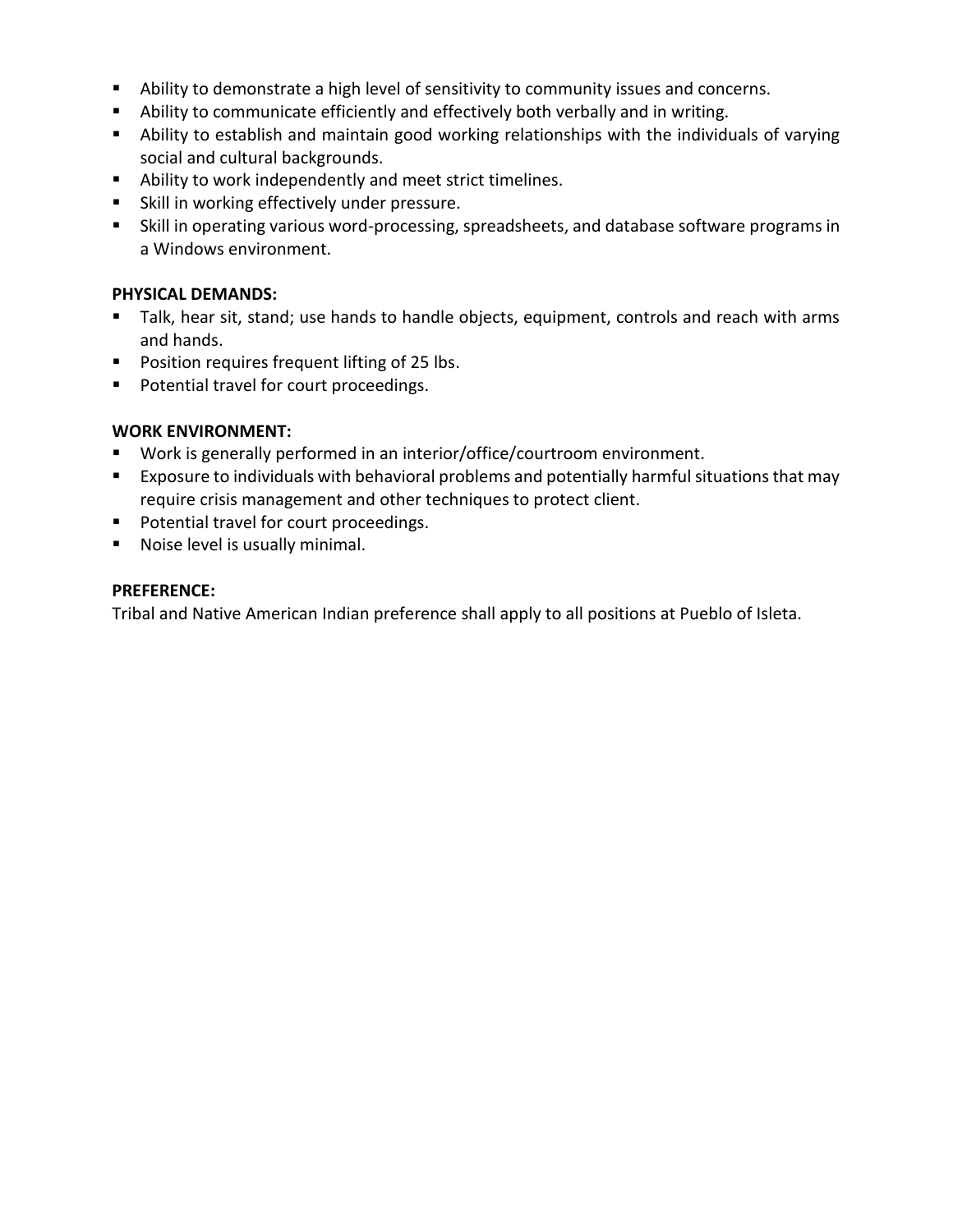- Ability to demonstrate a high level of sensitivity to community issues and concerns.
- Ability to communicate efficiently and effectively both verbally and in writing.
- Ability to establish and maintain good working relationships with the individuals of varying social and cultural backgrounds.
- Ability to work independently and meet strict timelines.
- Skill in working effectively under pressure.
- Skill in operating various word-processing, spreadsheets, and database software programs in a Windows environment.

**PHYSICAL DEMANDS:**

- Talk, hear sit, stand; use hands to handle objects, equipment, controls and reach with arms and hands.
- Position requires frequent lifting of 25 lbs.
- Potential travel for court proceedings.

**WORK ENVIRONMENT:**

- Work is generally performed in an interior/office/courtroom environment.
- Exposure to individuals with behavioral problems and potentially harmful situations that may require crisis management and other techniques to protect client.
- Potential travel for court proceedings.
- Noise level is usually minimal.

**PREFERENCE:**

Tribal and Native American Indian preference shall apply to all positions at Pueblo of Isleta.